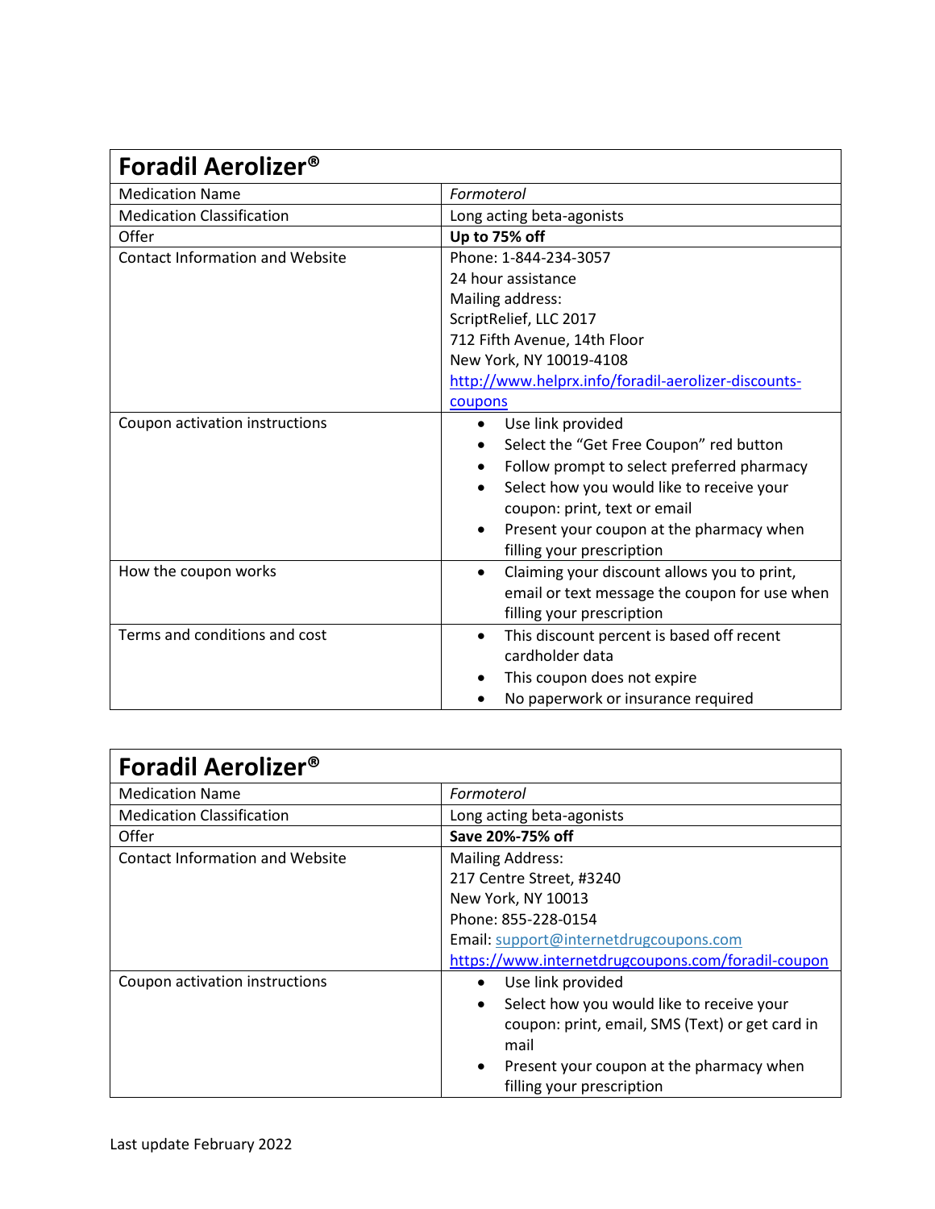| **Foradil Aerolizer®** | |
|---|---|
| Medication Name | *Formoterol* |
| Medication Classification | Long acting beta-agonists |
| Offer | **Up to 75% off** |
| Contact Information and Website | Phone: 1-844-234-3057<br>24 hour assistance<br>Mailing address:<br>ScriptRelief, LLC 2017<br>712 Fifth Avenue, 14th Floor<br>New York, NY 10019-4108<br>[http://www.helprx.info/foradil-aerolizer-discounts-coupons](http://www.helprx.info/foradil-aerolizer-discounts-coupons) |
| Coupon activation instructions | • Use link provided<br>• Select the "Get Free Coupon" red button<br>• Follow prompt to select preferred pharmacy<br>• Select how you would like to receive your coupon: print, text or email<br>• Present your coupon at the pharmacy when filling your prescription |
| How the coupon works | • Claiming your discount allows you to print, email or text message the coupon for use when filling your prescription |
| Terms and conditions and cost | • This discount percent is based off recent cardholder data<br>• This coupon does not expire<br>• No paperwork or insurance required |

| **Foradil Aerolizer®** | |
|---|---|
| Medication Name | *Formoterol* |
| Medication Classification | Long acting beta-agonists |
| Offer | **Save 20%-75% off** |
| Contact Information and Website | Mailing Address:<br>217 Centre Street, #3240<br>New York, NY 10013<br>Phone: 855-228-0154<br>Email: [support@internetdrugcoupons.com](mailto:support@internetdrugcoupons.com)<br>[https://www.internetdrugcoupons.com/foradil-coupon](https://www.internetdrugcoupons.com/foradil-coupon) |
| Coupon activation instructions | • Use link provided<br>• Select how you would like to receive your coupon: print, email, SMS (Text) or get card in mail<br>• Present your coupon at the pharmacy when filling your prescription |

Last update February 2022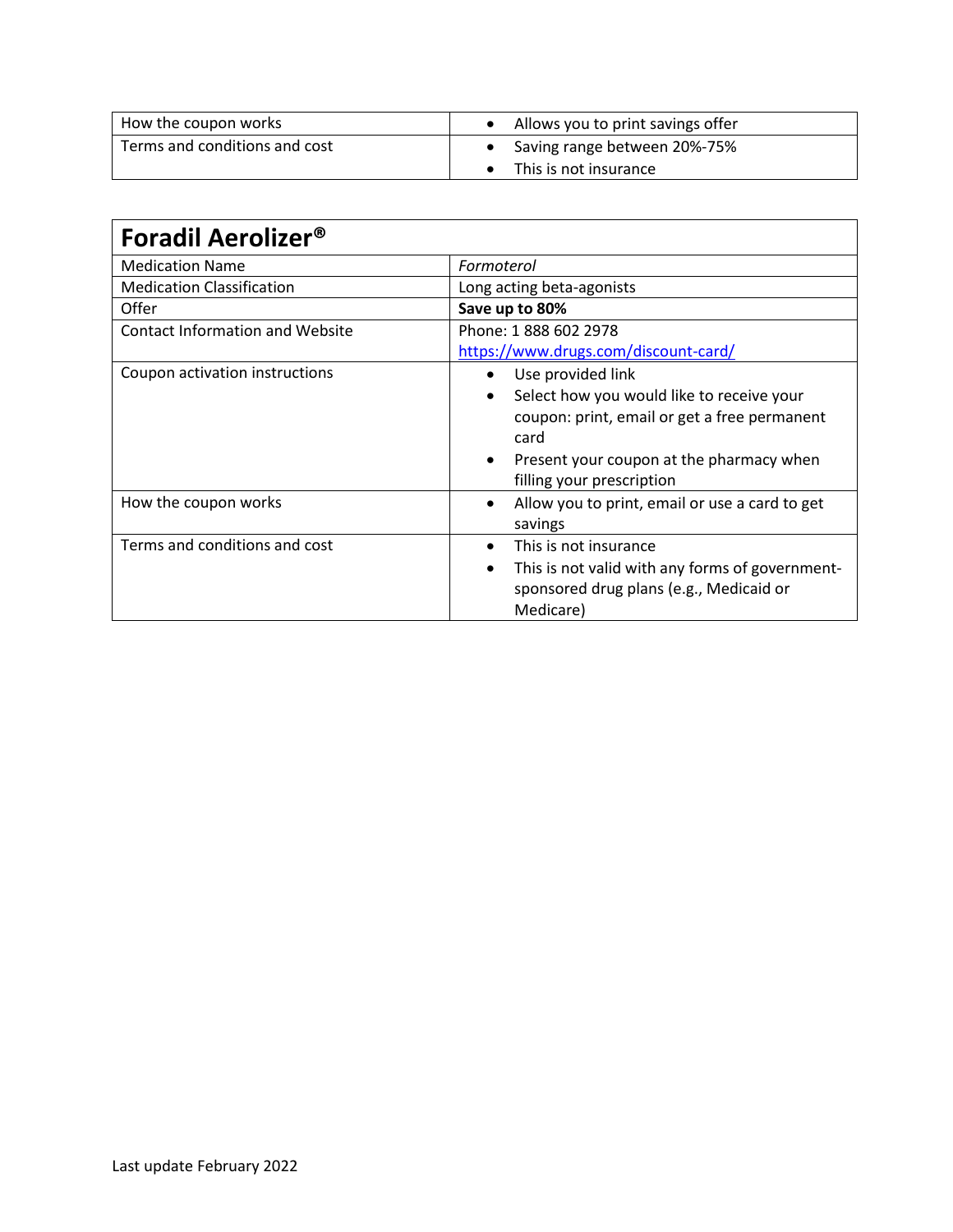| | |
|---|---|
| How the coupon works | • Allows you to print savings offer |
| Terms and conditions and cost | • Saving range between 20%-75%<br>• This is not insurance |

| **Foradil Aerolizer®** | |
|---|---|
| Medication Name | *Formoterol* |
| Medication Classification | Long acting beta-agonists |
| Offer | **Save up to 80%** |
| Contact Information and Website | Phone: 1 888 602 2978<br>[https://www.drugs.com/discount-card/](https://www.drugs.com/discount-card/) |
| Coupon activation instructions | • Use provided link<br>• Select how you would like to receive your coupon: print, email or get a free permanent card<br>• Present your coupon at the pharmacy when filling your prescription |
| How the coupon works | • Allow you to print, email or use a card to get savings |
| Terms and conditions and cost | • This is not insurance<br>• This is not valid with any forms of government-sponsored drug plans (e.g., Medicaid or Medicare) |

Last update February 2022